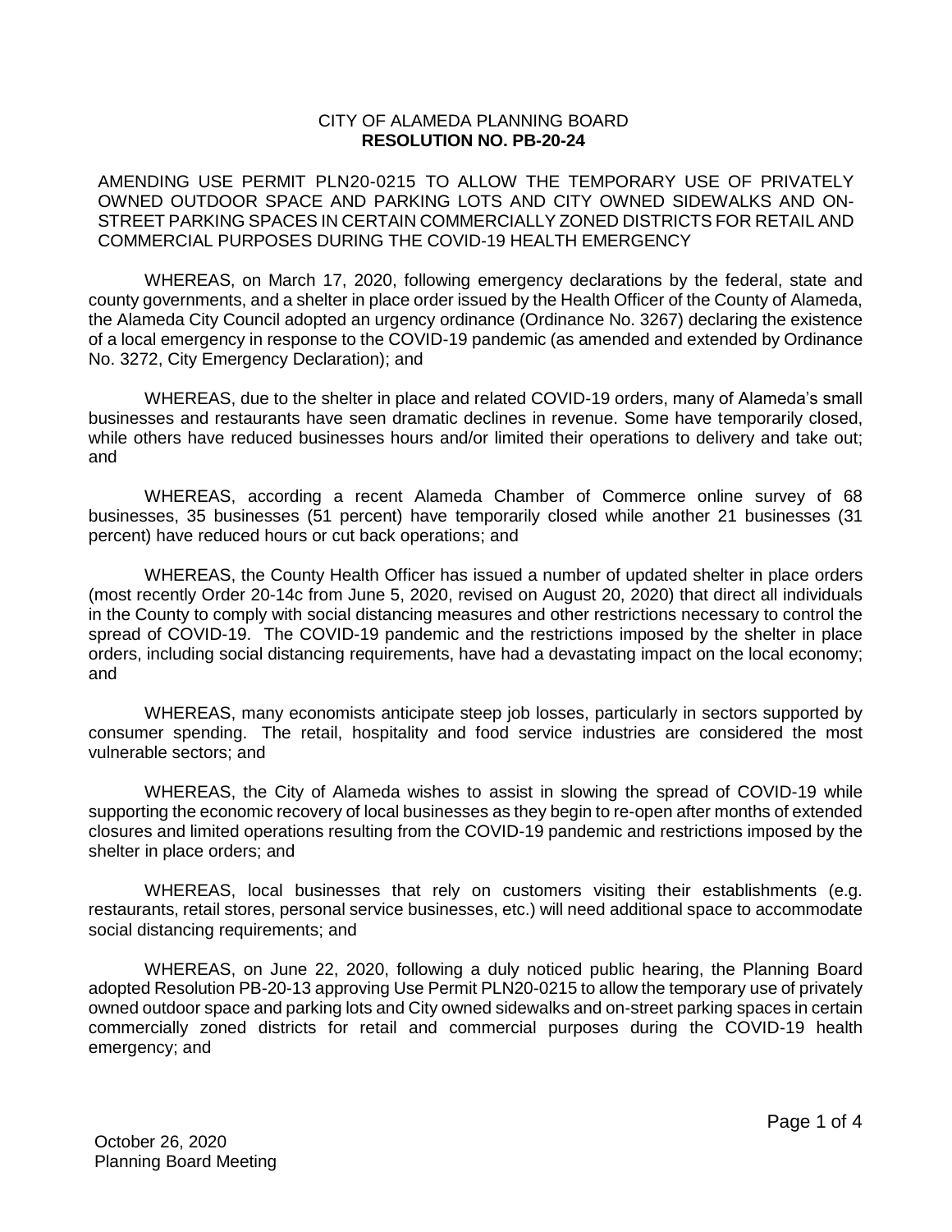# CITY OF ALAMEDA PLANNING BOARD
## RESOLUTION NO. PB-20-24

AMENDING USE PERMIT PLN20-0215 TO ALLOW THE TEMPORARY USE OF PRIVATELY OWNED OUTDOOR SPACE AND PARKING LOTS AND CITY OWNED SIDEWALKS AND ON-STREET PARKING SPACES IN CERTAIN COMMERCIALLY ZONED DISTRICTS FOR RETAIL AND COMMERCIAL PURPOSES DURING THE COVID-19 HEALTH EMERGENCY

WHEREAS, on March 17, 2020, following emergency declarations by the federal, state and county governments, and a shelter in place order issued by the Health Officer of the County of Alameda, the Alameda City Council adopted an urgency ordinance (Ordinance No. 3267) declaring the existence of a local emergency in response to the COVID-19 pandemic (as amended and extended by Ordinance No. 3272, City Emergency Declaration); and

WHEREAS, due to the shelter in place and related COVID-19 orders, many of Alameda's small businesses and restaurants have seen dramatic declines in revenue. Some have temporarily closed, while others have reduced businesses hours and/or limited their operations to delivery and take out; and

WHEREAS, according a recent Alameda Chamber of Commerce online survey of 68 businesses, 35 businesses (51 percent) have temporarily closed while another 21 businesses (31 percent) have reduced hours or cut back operations; and

WHEREAS, the County Health Officer has issued a number of updated shelter in place orders (most recently Order 20-14c from June 5, 2020, revised on August 20, 2020) that direct all individuals in the County to comply with social distancing measures and other restrictions necessary to control the spread of COVID-19. The COVID-19 pandemic and the restrictions imposed by the shelter in place orders, including social distancing requirements, have had a devastating impact on the local economy; and

WHEREAS, many economists anticipate steep job losses, particularly in sectors supported by consumer spending. The retail, hospitality and food service industries are considered the most vulnerable sectors; and

WHEREAS, the City of Alameda wishes to assist in slowing the spread of COVID-19 while supporting the economic recovery of local businesses as they begin to re-open after months of extended closures and limited operations resulting from the COVID-19 pandemic and restrictions imposed by the shelter in place orders; and

WHEREAS, local businesses that rely on customers visiting their establishments (e.g. restaurants, retail stores, personal service businesses, etc.) will need additional space to accommodate social distancing requirements; and

WHEREAS, on June 22, 2020, following a duly noticed public hearing, the Planning Board adopted Resolution PB-20-13 approving Use Permit PLN20-0215 to allow the temporary use of privately owned outdoor space and parking lots and City owned sidewalks and on-street parking spaces in certain commercially zoned districts for retail and commercial purposes during the COVID-19 health emergency; and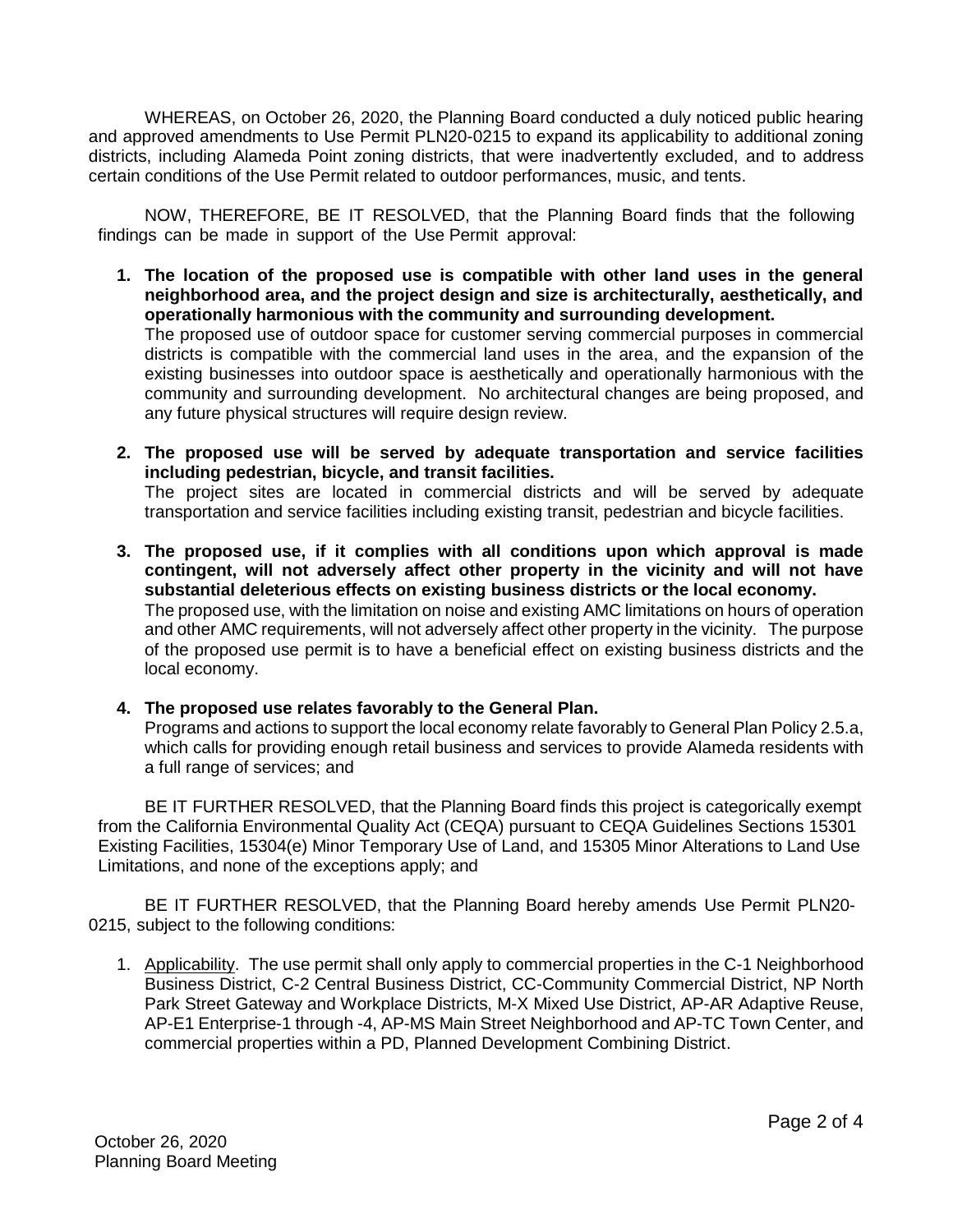WHEREAS, on October 26, 2020, the Planning Board conducted a duly noticed public hearing and approved amendments to Use Permit PLN20-0215 to expand its applicability to additional zoning districts, including Alameda Point zoning districts, that were inadvertently excluded, and to address certain conditions of the Use Permit related to outdoor performances, music, and tents.

NOW, THEREFORE, BE IT RESOLVED, that the Planning Board finds that the following findings can be made in support of the Use Permit approval:

1. **The location of the proposed use is compatible with other land uses in the general neighborhood area, and the project design and size is architecturally, aesthetically, and operationally harmonious with the community and surrounding development.**
   The proposed use of outdoor space for customer serving commercial purposes in commercial districts is compatible with the commercial land uses in the area, and the expansion of the existing businesses into outdoor space is aesthetically and operationally harmonious with the community and surrounding development. No architectural changes are being proposed, and any future physical structures will require design review.

2. **The proposed use will be served by adequate transportation and service facilities including pedestrian, bicycle, and transit facilities.**
   The project sites are located in commercial districts and will be served by adequate transportation and service facilities including existing transit, pedestrian and bicycle facilities.

3. **The proposed use, if it complies with all conditions upon which approval is made contingent, will not adversely affect other property in the vicinity and will not have substantial deleterious effects on existing business districts or the local economy.**
   The proposed use, with the limitation on noise and existing AMC limitations on hours of operation and other AMC requirements, will not adversely affect other property in the vicinity. The purpose of the proposed use permit is to have a beneficial effect on existing business districts and the local economy.

4. **The proposed use relates favorably to the General Plan.**
   Programs and actions to support the local economy relate favorably to General Plan Policy 2.5.a, which calls for providing enough retail business and services to provide Alameda residents with a full range of services; and

BE IT FURTHER RESOLVED, that the Planning Board finds this project is categorically exempt from the California Environmental Quality Act (CEQA) pursuant to CEQA Guidelines Sections 15301 Existing Facilities, 15304(e) Minor Temporary Use of Land, and 15305 Minor Alterations to Land Use Limitations, and none of the exceptions apply; and

BE IT FURTHER RESOLVED, that the Planning Board hereby amends Use Permit PLN20-0215, subject to the following conditions:

1. Applicability. The use permit shall only apply to commercial properties in the C-1 Neighborhood Business District, C-2 Central Business District, CC-Community Commercial District, NP North Park Street Gateway and Workplace Districts, M-X Mixed Use District, AP-AR Adaptive Reuse, AP-E1 Enterprise-1 through -4, AP-MS Main Street Neighborhood and AP-TC Town Center, and commercial properties within a PD, Planned Development Combining District.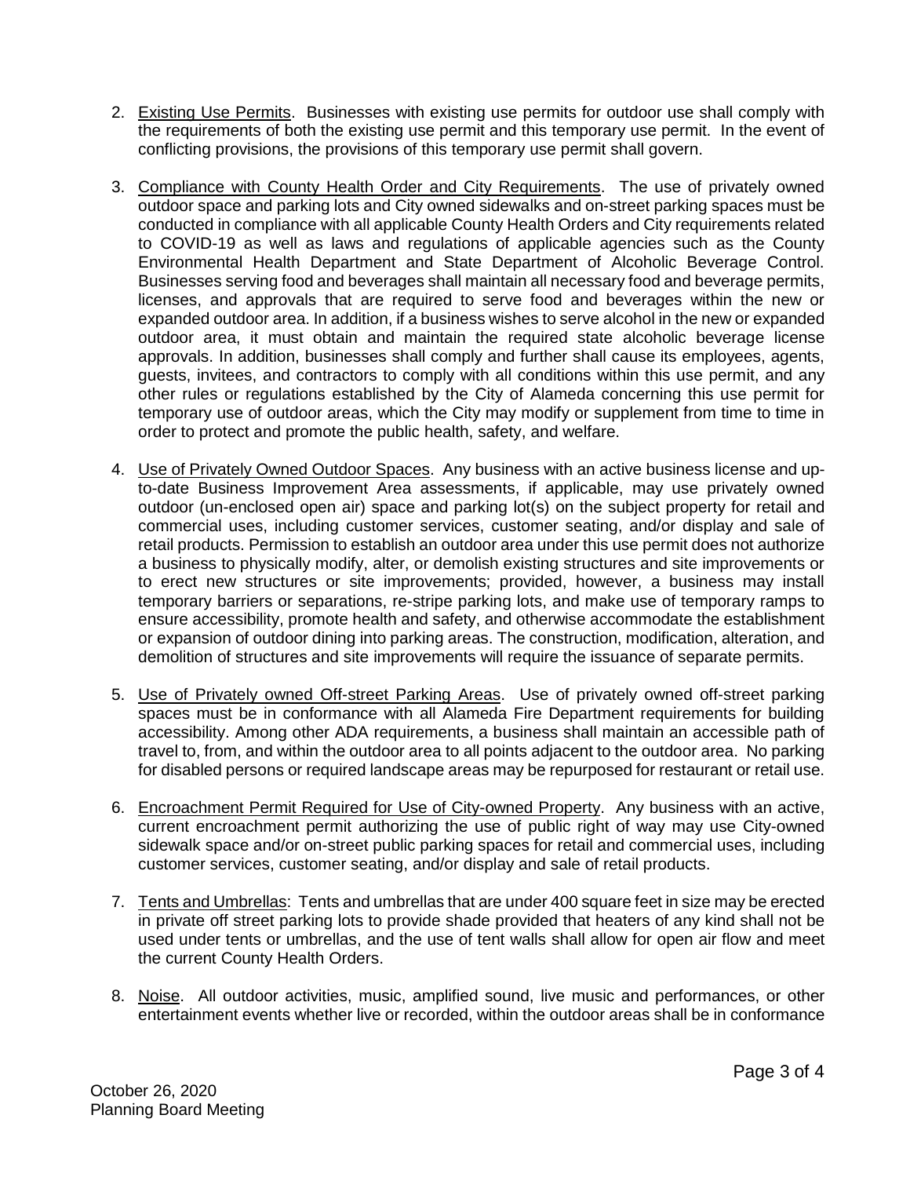2. <u>Existing Use Permits</u>. Businesses with existing use permits for outdoor use shall comply with the requirements of both the existing use permit and this temporary use permit. In the event of conflicting provisions, the provisions of this temporary use permit shall govern.

3. <u>Compliance with County Health Order and City Requirements</u>. The use of privately owned outdoor space and parking lots and City owned sidewalks and on-street parking spaces must be conducted in compliance with all applicable County Health Orders and City requirements related to COVID-19 as well as laws and regulations of applicable agencies such as the County Environmental Health Department and State Department of Alcoholic Beverage Control. Businesses serving food and beverages shall maintain all necessary food and beverage permits, licenses, and approvals that are required to serve food and beverages within the new or expanded outdoor area. In addition, if a business wishes to serve alcohol in the new or expanded outdoor area, it must obtain and maintain the required state alcoholic beverage license approvals. In addition, businesses shall comply and further shall cause its employees, agents, guests, invitees, and contractors to comply with all conditions within this use permit, and any other rules or regulations established by the City of Alameda concerning this use permit for temporary use of outdoor areas, which the City may modify or supplement from time to time in order to protect and promote the public health, safety, and welfare.

4. <u>Use of Privately Owned Outdoor Spaces</u>. Any business with an active business license and up-to-date Business Improvement Area assessments, if applicable, may use privately owned outdoor (un-enclosed open air) space and parking lot(s) on the subject property for retail and commercial uses, including customer services, customer seating, and/or display and sale of retail products. Permission to establish an outdoor area under this use permit does not authorize a business to physically modify, alter, or demolish existing structures and site improvements or to erect new structures or site improvements; provided, however, a business may install temporary barriers or separations, re-stripe parking lots, and make use of temporary ramps to ensure accessibility, promote health and safety, and otherwise accommodate the establishment or expansion of outdoor dining into parking areas. The construction, modification, alteration, and demolition of structures and site improvements will require the issuance of separate permits.

5. <u>Use of Privately owned Off-street Parking Areas</u>. Use of privately owned off-street parking spaces must be in conformance with all Alameda Fire Department requirements for building accessibility. Among other ADA requirements, a business shall maintain an accessible path of travel to, from, and within the outdoor area to all points adjacent to the outdoor area. No parking for disabled persons or required landscape areas may be repurposed for restaurant or retail use.

6. <u>Encroachment Permit Required for Use of City-owned Property</u>. Any business with an active, current encroachment permit authorizing the use of public right of way may use City-owned sidewalk space and/or on-street public parking spaces for retail and commercial uses, including customer services, customer seating, and/or display and sale of retail products.

7. <u>Tents and Umbrellas</u>: Tents and umbrellas that are under 400 square feet in size may be erected in private off street parking lots to provide shade provided that heaters of any kind shall not be used under tents or umbrellas, and the use of tent walls shall allow for open air flow and meet the current County Health Orders.

8. <u>Noise</u>. All outdoor activities, music, amplified sound, live music and performances, or other entertainment events whether live or recorded, within the outdoor areas shall be in conformance

October 26, 2020
Planning Board Meeting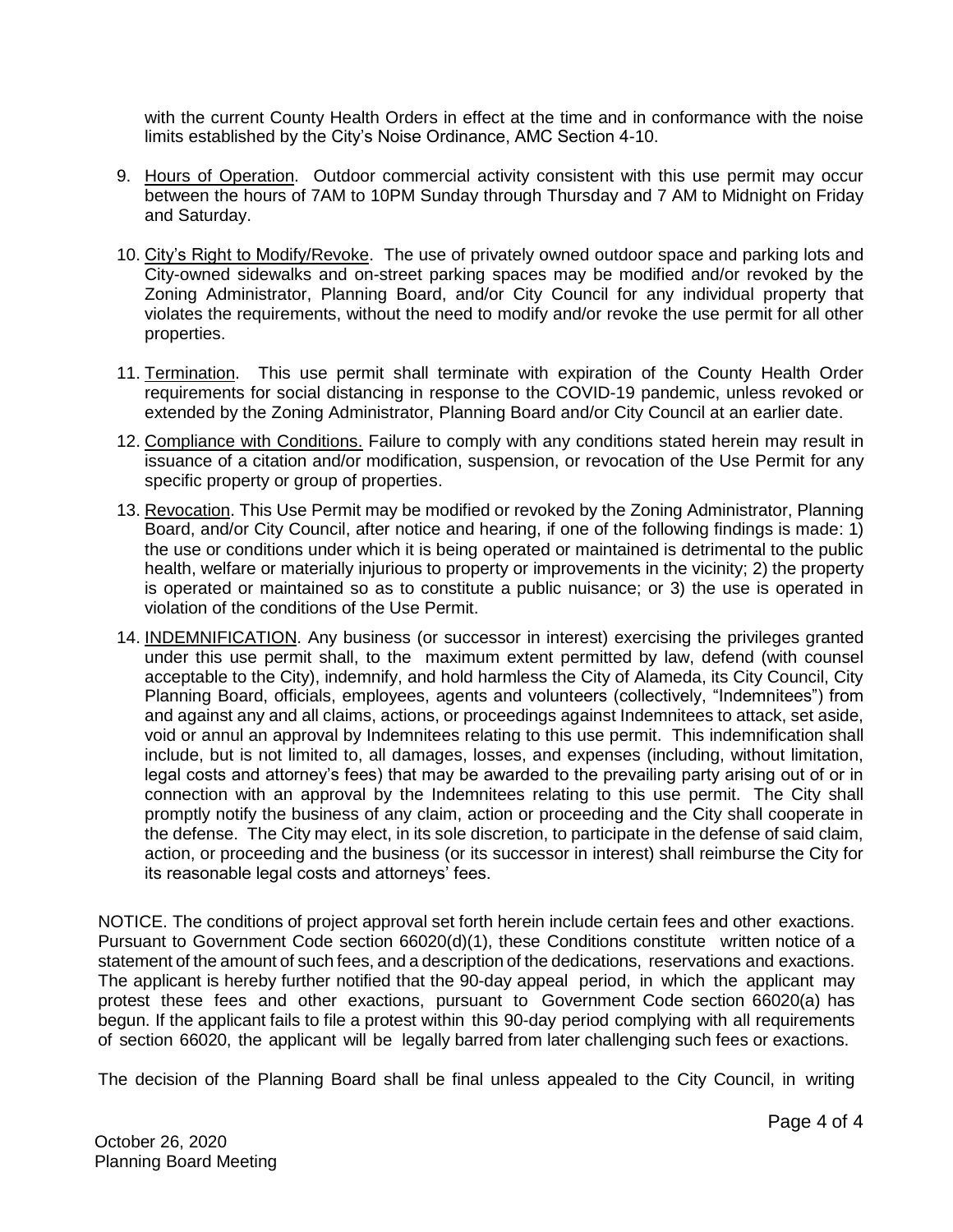with the current County Health Orders in effect at the time and in conformance with the noise limits established by the City's Noise Ordinance, AMC Section 4-10.

9. Hours of Operation. Outdoor commercial activity consistent with this use permit may occur between the hours of 7AM to 10PM Sunday through Thursday and 7 AM to Midnight on Friday and Saturday.

10. City's Right to Modify/Revoke. The use of privately owned outdoor space and parking lots and City-owned sidewalks and on-street parking spaces may be modified and/or revoked by the Zoning Administrator, Planning Board, and/or City Council for any individual property that violates the requirements, without the need to modify and/or revoke the use permit for all other properties.

11. Termination. This use permit shall terminate with expiration of the County Health Order requirements for social distancing in response to the COVID-19 pandemic, unless revoked or extended by the Zoning Administrator, Planning Board and/or City Council at an earlier date.

12. Compliance with Conditions. Failure to comply with any conditions stated herein may result in issuance of a citation and/or modification, suspension, or revocation of the Use Permit for any specific property or group of properties.

13. Revocation. This Use Permit may be modified or revoked by the Zoning Administrator, Planning Board, and/or City Council, after notice and hearing, if one of the following findings is made: 1) the use or conditions under which it is being operated or maintained is detrimental to the public health, welfare or materially injurious to property or improvements in the vicinity; 2) the property is operated or maintained so as to constitute a public nuisance; or 3) the use is operated in violation of the conditions of the Use Permit.

14. INDEMNIFICATION. Any business (or successor in interest) exercising the privileges granted under this use permit shall, to the maximum extent permitted by law, defend (with counsel acceptable to the City), indemnify, and hold harmless the City of Alameda, its City Council, City Planning Board, officials, employees, agents and volunteers (collectively, "Indemnitees") from and against any and all claims, actions, or proceedings against Indemnitees to attack, set aside, void or annul an approval by Indemnitees relating to this use permit. This indemnification shall include, but is not limited to, all damages, losses, and expenses (including, without limitation, legal costs and attorney's fees) that may be awarded to the prevailing party arising out of or in connection with an approval by the Indemnitees relating to this use permit. The City shall promptly notify the business of any claim, action or proceeding and the City shall cooperate in the defense. The City may elect, in its sole discretion, to participate in the defense of said claim, action, or proceeding and the business (or its successor in interest) shall reimburse the City for its reasonable legal costs and attorneys' fees.

NOTICE. The conditions of project approval set forth herein include certain fees and other exactions. Pursuant to Government Code section 66020(d)(1), these Conditions constitute written notice of a statement of the amount of such fees, and a description of the dedications, reservations and exactions. The applicant is hereby further notified that the 90-day appeal period, in which the applicant may protest these fees and other exactions, pursuant to Government Code section 66020(a) has begun. If the applicant fails to file a protest within this 90-day period complying with all requirements of section 66020, the applicant will be legally barred from later challenging such fees or exactions.

The decision of the Planning Board shall be final unless appealed to the City Council, in writing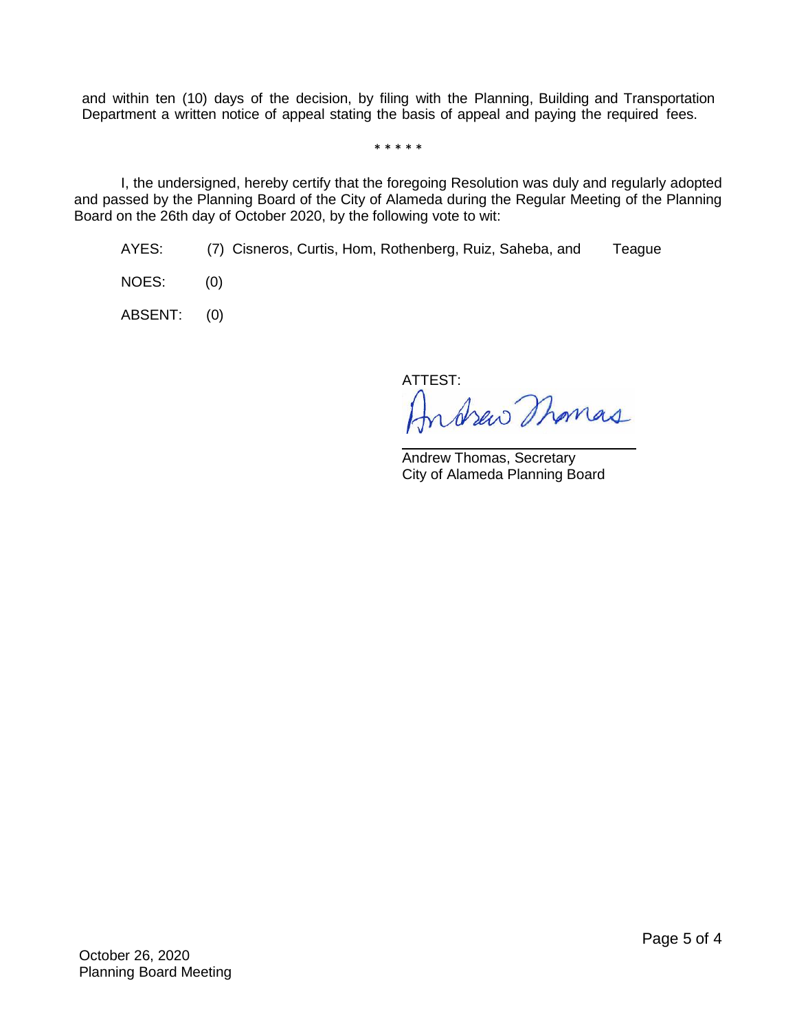and within ten (10) days of the decision, by filing with the Planning, Building and Transportation Department a written notice of appeal stating the basis of appeal and paying the required fees.

\* \* \* \* \*

I, the undersigned, hereby certify that the foregoing Resolution was duly and regularly adopted and passed by the Planning Board of the City of Alameda during the Regular Meeting of the Planning Board on the 26th day of October 2020, by the following vote to wit:

AYES: (7) Cisneros, Curtis, Hom, Rothenberg, Ruiz, Saheba, and Teague

NOES: (0)

ABSENT: (0)

ATTEST:

Andrew Thomas

Andrew Thomas, Secretary
City of Alameda Planning Board

October 26, 2020
Planning Board Meeting